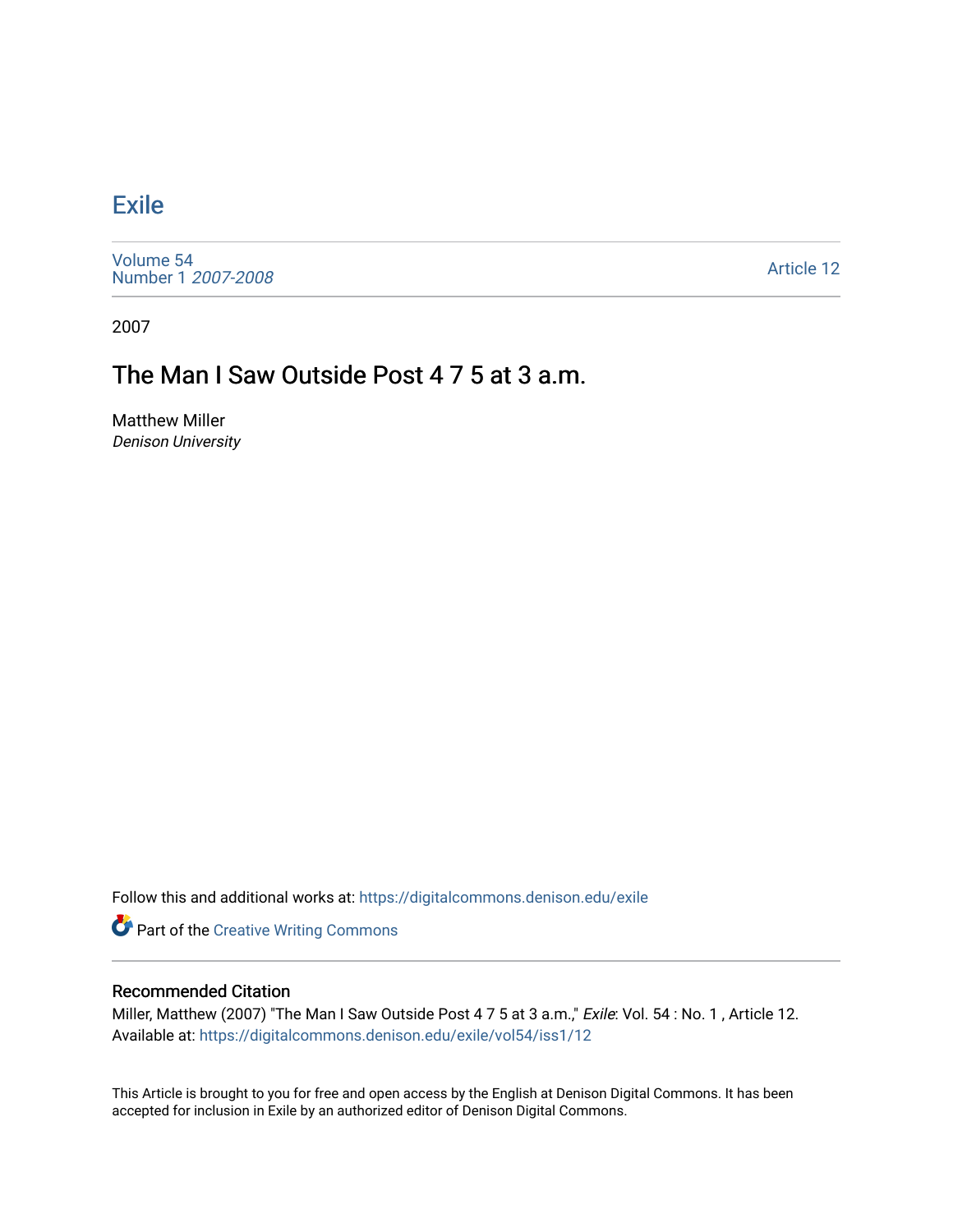# Exile

Volume 54
Number 1 *2007-2008*

Article 12

2007

## The Man I Saw Outside Post 4 7 5 at 3 a.m.

Matthew Miller
*Denison University*

Follow this and additional works at: https://digitalcommons.denison.edu/exile

Part of the Creative Writing Commons

### Recommended Citation

Miller, Matthew (2007) "The Man I Saw Outside Post 4 7 5 at 3 a.m.," *Exile*: Vol. 54 : No. 1 , Article 12.
Available at: https://digitalcommons.denison.edu/exile/vol54/iss1/12

This Article is brought to you for free and open access by the English at Denison Digital Commons. It has been accepted for inclusion in Exile by an authorized editor of Denison Digital Commons.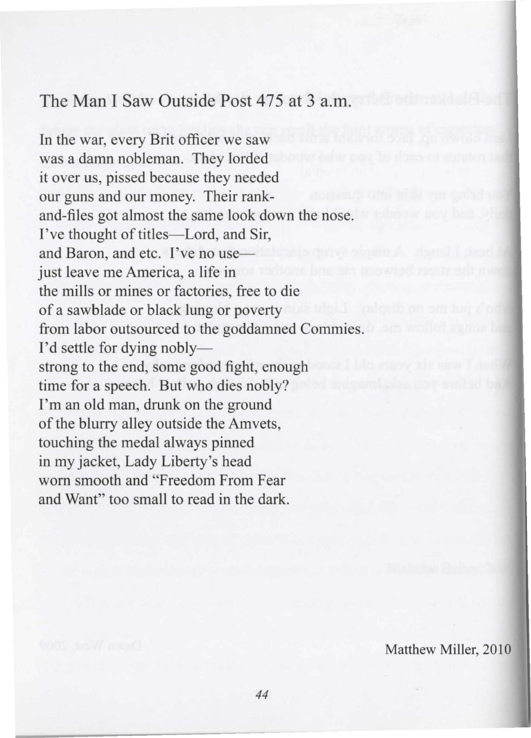## The Man I Saw Outside Post 475 at 3 a.m.

In the war, every Brit officer we saw  
was a damn nobleman. They lorded  
it over us, pissed because they needed  
our guns and our money. Their rank-  
and-files got almost the same look down the nose.  
I've thought of titles—Lord, and Sir,  
and Baron, and etc. I've no use—  
just leave me America, a life in  
the mills or mines or factories, free to die  
of a sawblade or black lung or poverty  
from labor outsourced to the goddamned Commies.  
I'd settle for dying nobly—  
strong to the end, some good fight, enough  
time for a speech. But who dies nobly?  
I'm an old man, drunk on the ground  
of the blurry alley outside the Amvets,  
touching the medal always pinned  
in my jacket, Lady Liberty's head  
worn smooth and "Freedom From Fear  
and Want" too small to read in the dark.

Matthew Miller, 2010